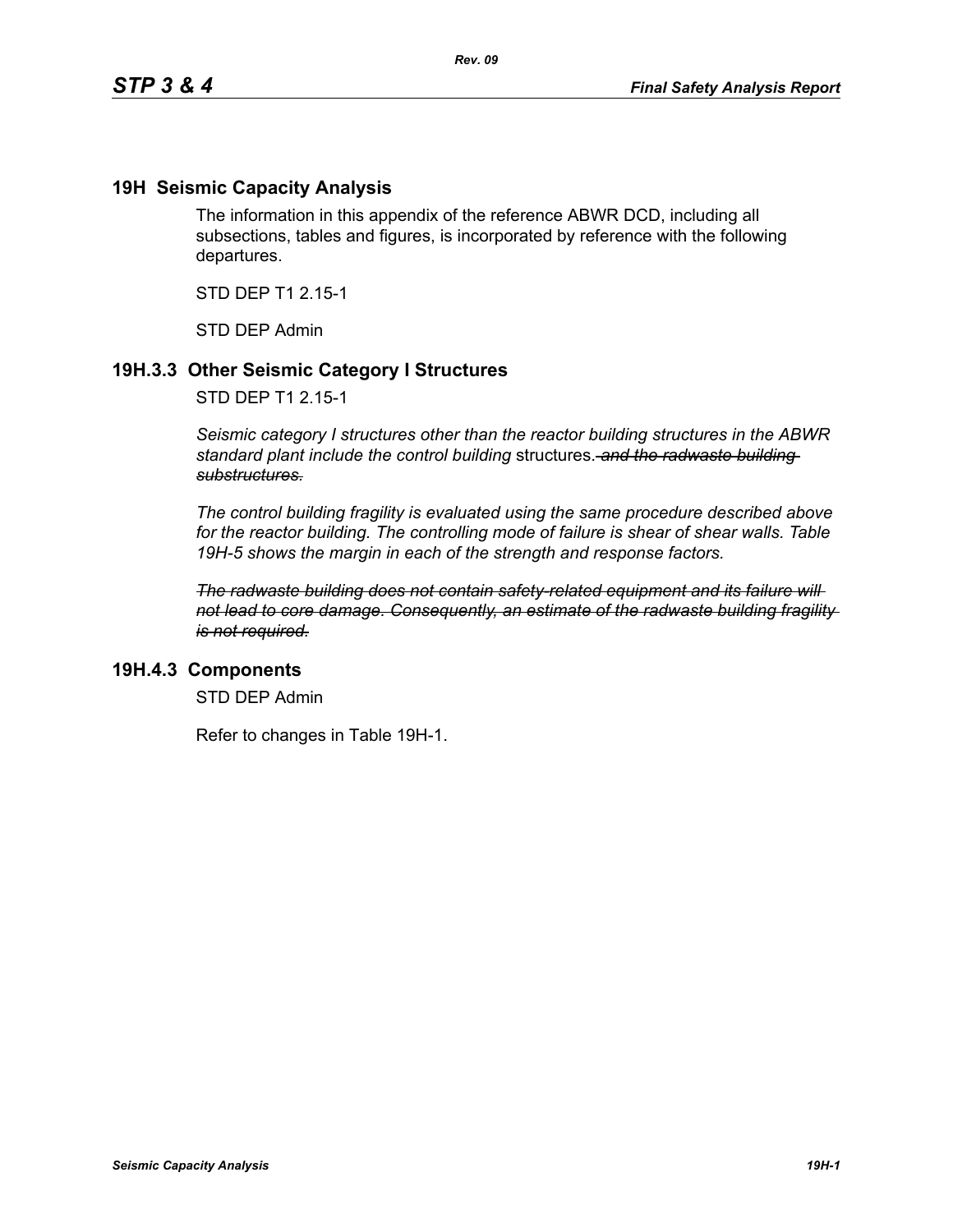## 19H Seismic Capacity Analysis

The information in this appendix of the reference ABWR DCD, including all subsections, tables and figures, is incorporated by reference with the following departures.

STD DEP T1 2.15-1

STD DEP Admin

### 19H.3.3 Other Seismic Category I Structures

STD DEP T1 2.15-1

*Seismic category I structures other than the reactor building structures in the ABWR standard plant include the control building* structures. ~~*and the radwaste building substructures.*~~

*The control building fragility is evaluated using the same procedure described above for the reactor building. The controlling mode of failure is shear of shear walls. Table 19H-5 shows the margin in each of the strength and response factors.*

~~*The radwaste building does not contain safety-related equipment and its failure will not lead to core damage. Consequently, an estimate of the radwaste building fragility is not required.*~~

### 19H.4.3 Components

STD DEP Admin

Refer to changes in Table 19H-1.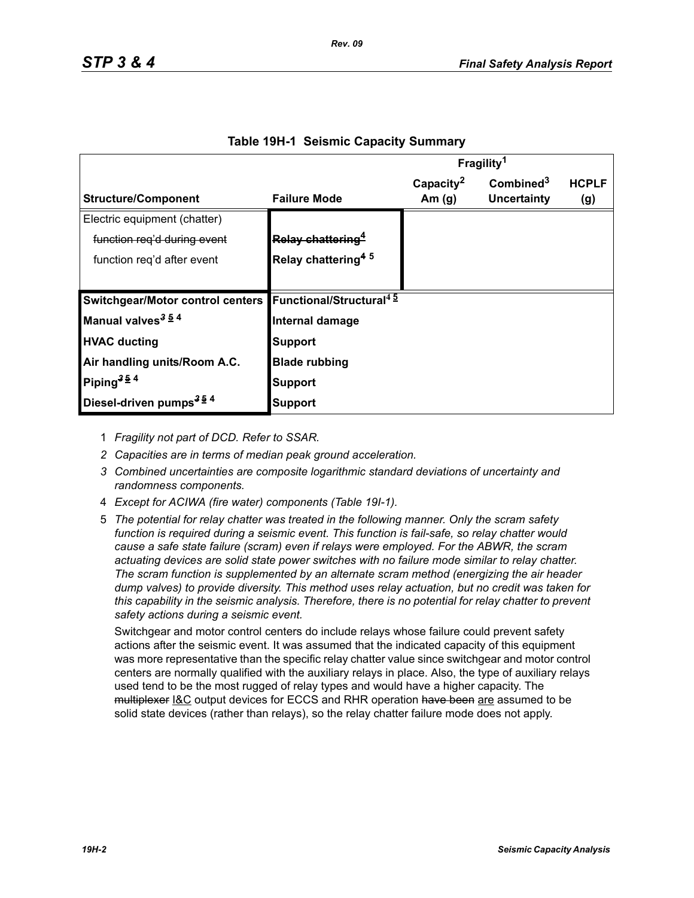## Table 19H-1 Seismic Capacity Summary

| Structure/Component | Failure Mode | Fragility[1] | | |
|---|---|---|---|---|
| | | Capacity[2] Am (g) | Combined[3] Uncertainty | HCPLF (g) |
| Electric equipment (chatter) | | | | |
| ~~function req'd during event~~ | ~~Relay chattering[4]~~ | | | |
| function req'd after event | Relay chattering[4] [5] | | | |
| **Switchgear/Motor control centers** | **Functional/Structural[4] [5]** | | | |
| **Manual valves[~~3~~ 5] [4]** | **Internal damage** | | | |
| **HVAC ducting** | **Support** | | | |
| **Air handling units/Room A.C.** | **Blade rubbing** | | | |
| **Piping[~~3~~ 5] [4]** | **Support** | | | |
| **Diesel-driven pumps[~~3~~ 5] [4]** | **Support** | | | |

1 *Fragility not part of DCD. Refer to SSAR.*

2 *Capacities are in terms of median peak ground acceleration.*

3 *Combined uncertainties are composite logarithmic standard deviations of uncertainty and randomness components.*

4 *Except for ACIWA (fire water) components (Table 19I-1).*

5 *The potential for relay chatter was treated in the following manner. Only the scram safety function is required during a seismic event. This function is fail-safe, so relay chatter would cause a safe state failure (scram) even if relays were employed. For the ABWR, the scram actuating devices are solid state power switches with no failure mode similar to relay chatter. The scram function is supplemented by an alternate scram method (energizing the air header dump valves) to provide diversity. This method uses relay actuation, but no credit was taken for this capability in the seismic analysis. Therefore, there is no potential for relay chatter to prevent safety actions during a seismic event.*

Switchgear and motor control centers do include relays whose failure could prevent safety actions after the seismic event. It was assumed that the indicated capacity of this equipment was more representative than the specific relay chatter value since switchgear and motor control centers are normally qualified with the auxiliary relays in place. Also, the type of auxiliary relays used tend to be the most rugged of relay types and would have a higher capacity. The ~~multiplexer~~ I&C output devices for ECCS and RHR operation ~~have been~~ are assumed to be solid state devices (rather than relays), so the relay chatter failure mode does not apply.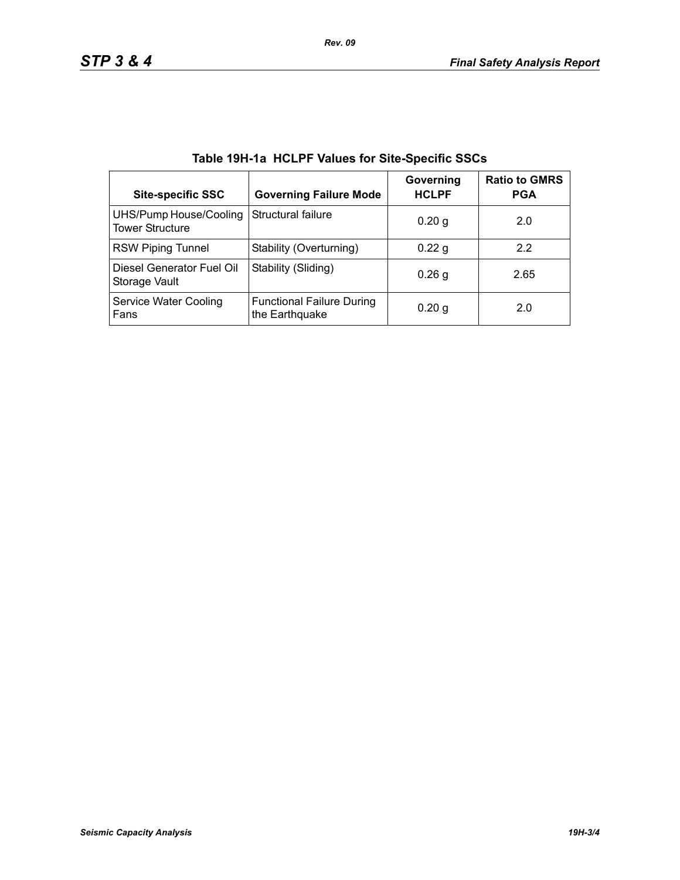## Table 19H-1a HCLPF Values for Site-Specific SSCs

| Site-specific SSC | Governing Failure Mode | Governing HCLPF | Ratio to GMRS PGA |
|---|---|---|---|
| UHS/Pump House/Cooling Tower Structure | Structural failure | 0.20 g | 2.0 |
| RSW Piping Tunnel | Stability (Overturning) | 0.22 g | 2.2 |
| Diesel Generator Fuel Oil Storage Vault | Stability (Sliding) | 0.26 g | 2.65 |
| Service Water Cooling Fans | Functional Failure During the Earthquake | 0.20 g | 2.0 |